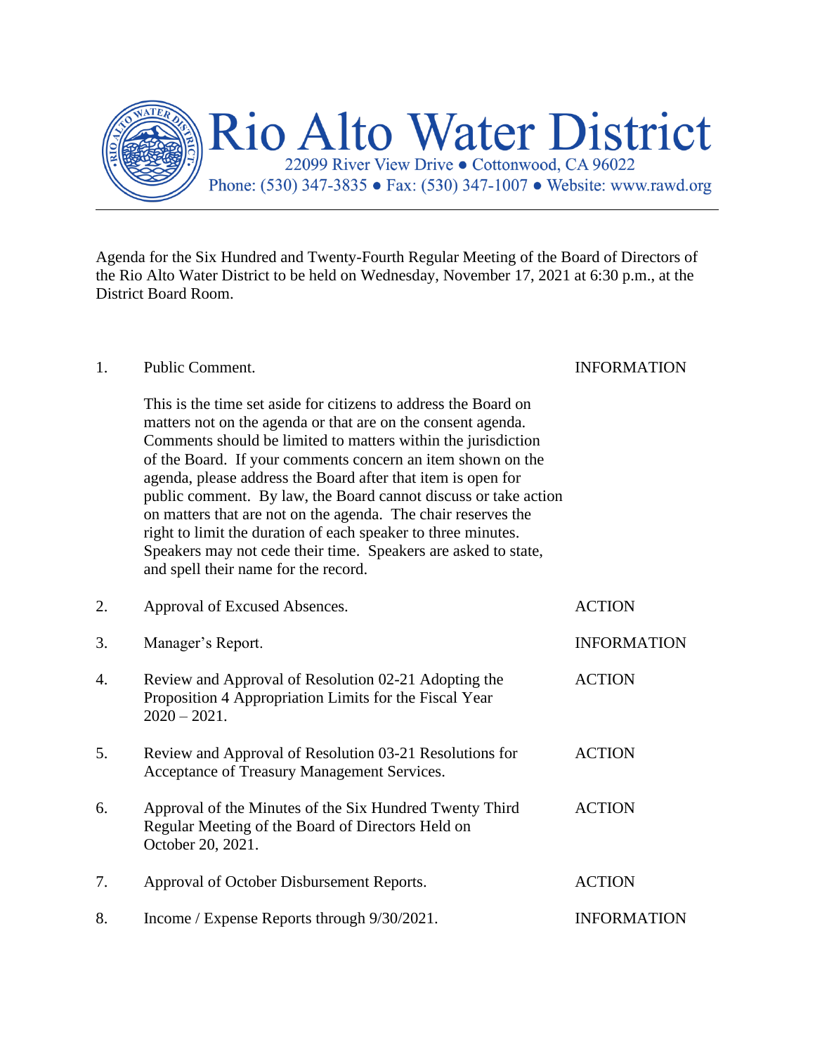# Rio Alto Water District

22099 River View Drive • Cottonwood, CA 96022
Phone: (530) 347-3835 • Fax: (530) 347-1007 • Website: www.rawd.org

---

Agenda for the Six Hundred and Twenty-Fourth Regular Meeting of the Board of Directors of the Rio Alto Water District to be held on Wednesday, November 17, 2021 at 6:30 p.m., at the District Board Room.

| | | |
|---|---|---|
| 1. | Public Comment.<br><br>This is the time set aside for citizens to address the Board on matters not on the agenda or that are on the consent agenda. Comments should be limited to matters within the jurisdiction of the Board. If your comments concern an item shown on the agenda, please address the Board after that item is open for public comment. By law, the Board cannot discuss or take action on matters that are not on the agenda. The chair reserves the right to limit the duration of each speaker to three minutes. Speakers may not cede their time. Speakers are asked to state, and spell their name for the record. | INFORMATION |
| 2. | Approval of Excused Absences. | ACTION |
| 3. | Manager's Report. | INFORMATION |
| 4. | Review and Approval of Resolution 02-21 Adopting the Proposition 4 Appropriation Limits for the Fiscal Year 2020 – 2021. | ACTION |
| 5. | Review and Approval of Resolution 03-21 Resolutions for Acceptance of Treasury Management Services. | ACTION |
| 6. | Approval of the Minutes of the Six Hundred Twenty Third Regular Meeting of the Board of Directors Held on October 20, 2021. | ACTION |
| 7. | Approval of October Disbursement Reports. | ACTION |
| 8. | Income / Expense Reports through 9/30/2021. | INFORMATION |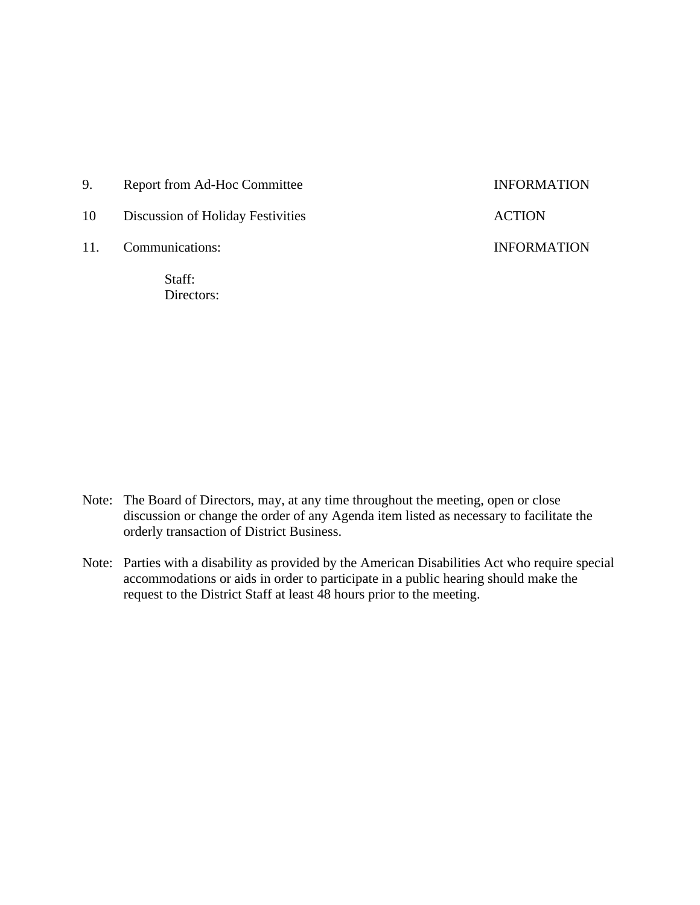9. Report from Ad-Hoc Committee — INFORMATION

10 Discussion of Holiday Festivities — ACTION

11. Communications: — INFORMATION

    Staff:
    Directors:

Note: The Board of Directors, may, at any time throughout the meeting, open or close discussion or change the order of any Agenda item listed as necessary to facilitate the orderly transaction of District Business.

Note: Parties with a disability as provided by the American Disabilities Act who require special accommodations or aids in order to participate in a public hearing should make the request to the District Staff at least 48 hours prior to the meeting.